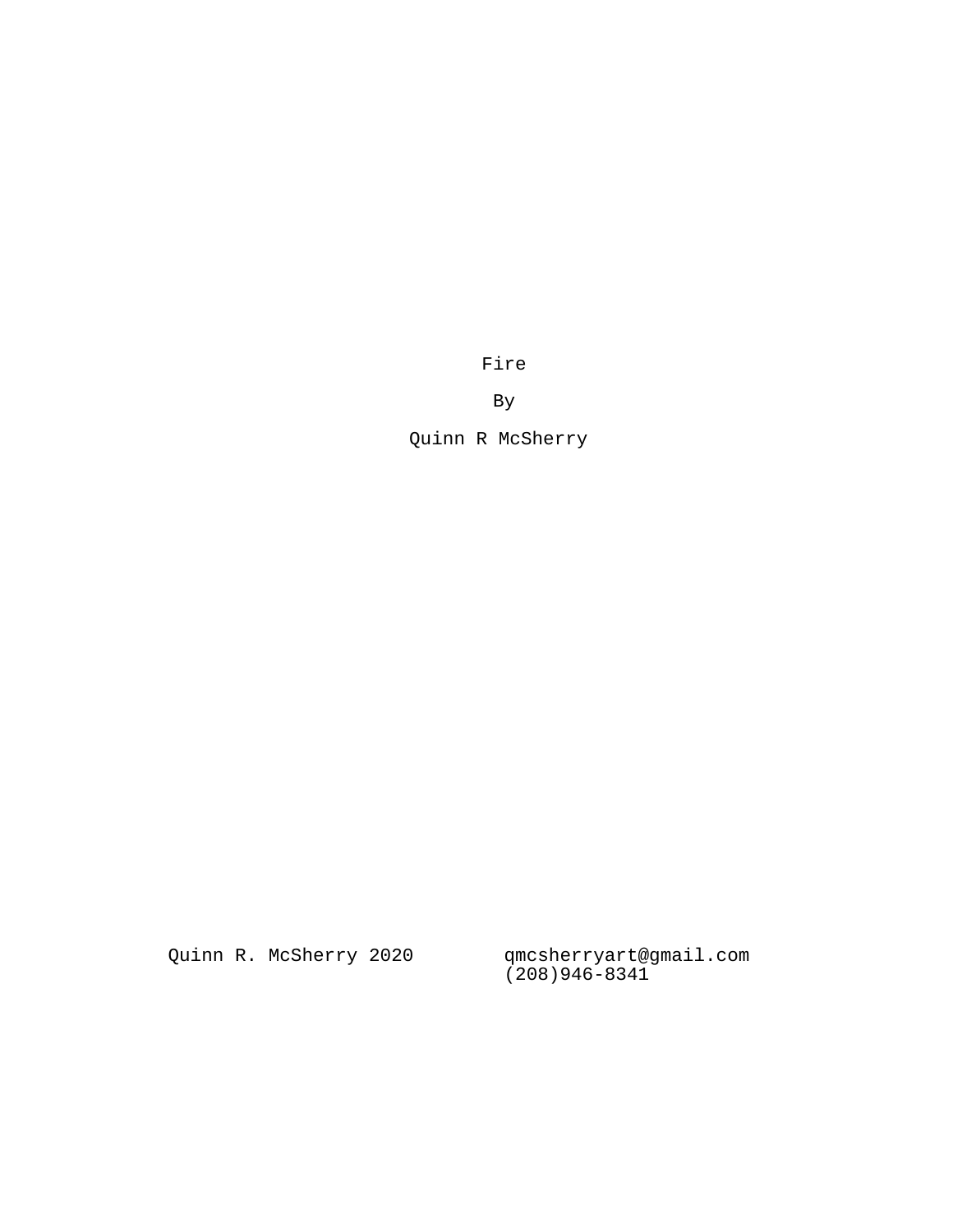# Fire

By

Quinn R McSherry

Quinn R. McSherry 2020

qmcsherryart@gmail.com
(208)946-8341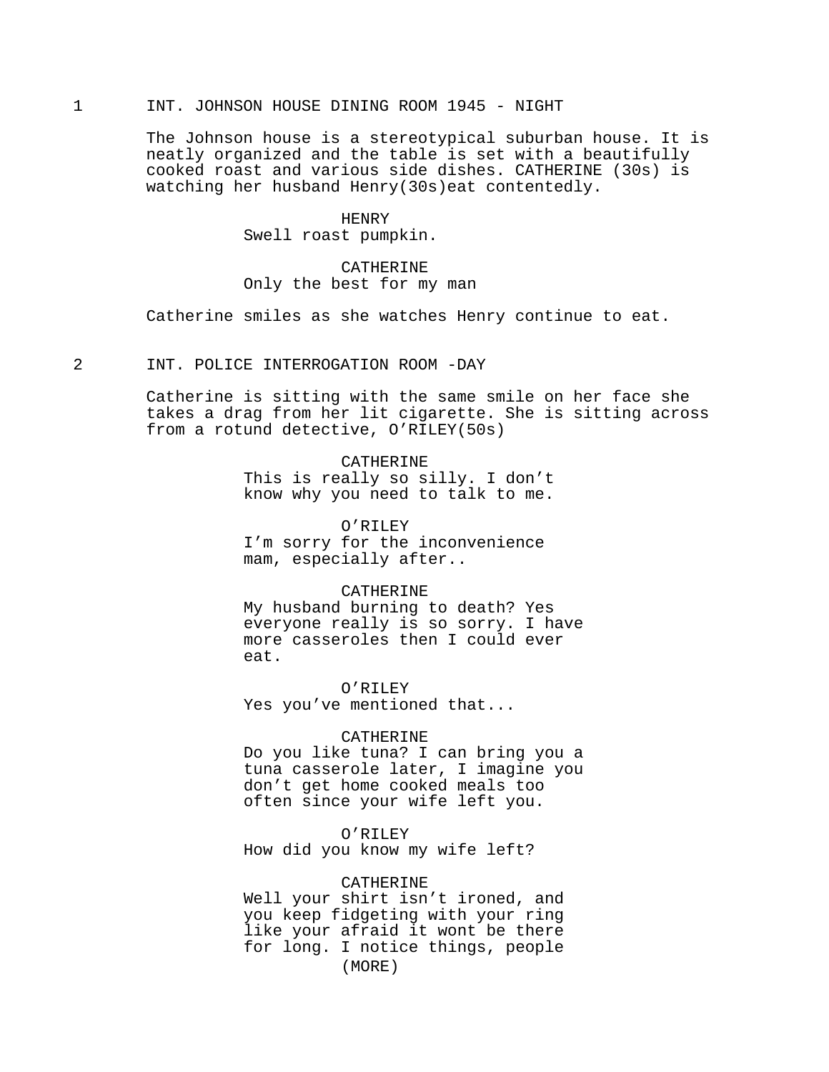1 INT. JOHNSON HOUSE DINING ROOM 1945 - NIGHT

The Johnson house is a stereotypical suburban house. It is neatly organized and the table is set with a beautifully cooked roast and various side dishes. CATHERINE (30s) is watching her husband Henry(30s)eat contentedly.

HENRY
Swell roast pumpkin.

CATHERINE
Only the best for my man

Catherine smiles as she watches Henry continue to eat.

2 INT. POLICE INTERROGATION ROOM -DAY

Catherine is sitting with the same smile on her face she takes a drag from her lit cigarette. She is sitting across from a rotund detective, O'RILEY(50s)

CATHERINE
This is really so silly. I don't know why you need to talk to me.

O'RILEY
I'm sorry for the inconvenience mam, especially after..

CATHERINE
My husband burning to death? Yes everyone really is so sorry. I have more casseroles then I could ever eat.

O'RILEY
Yes you've mentioned that...

CATHERINE
Do you like tuna? I can bring you a tuna casserole later, I imagine you don't get home cooked meals too often since your wife left you.

O'RILEY
How did you know my wife left?

CATHERINE
Well your shirt isn't ironed, and you keep fidgeting with your ring like your afraid it wont be there for long. I notice things, people
(MORE)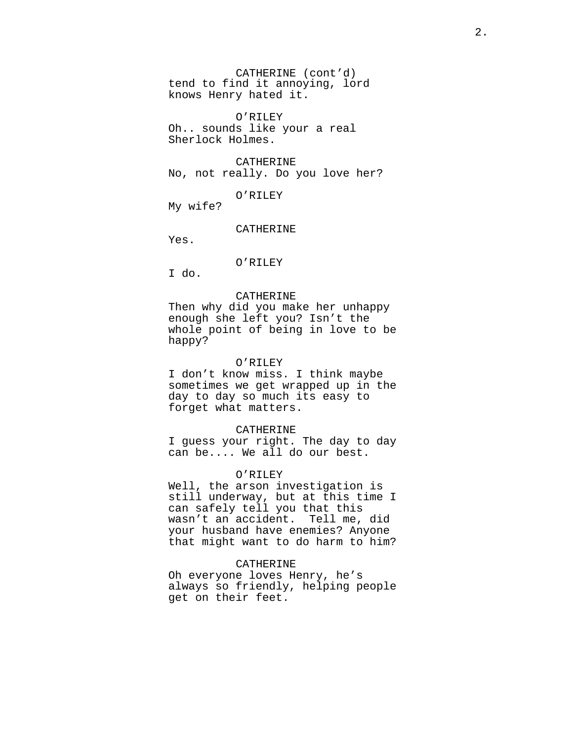CATHERINE (cont'd)
tend to find it annoying, lord knows Henry hated it.

O'RILEY
Oh.. sounds like your a real Sherlock Holmes.

CATHERINE
No, not really. Do you love her?

O'RILEY
My wife?

CATHERINE
Yes.

O'RILEY
I do.

CATHERINE
Then why did you make her unhappy enough she left you? Isn't the whole point of being in love to be happy?

O'RILEY
I don't know miss. I think maybe sometimes we get wrapped up in the day to day so much its easy to forget what matters.

CATHERINE
I guess your right. The day to day can be.... We all do our best.

O'RILEY
Well, the arson investigation is still underway, but at this time I can safely tell you that this wasn't an accident. Tell me, did your husband have enemies? Anyone that might want to do harm to him?

CATHERINE
Oh everyone loves Henry, he's always so friendly, helping people get on their feet.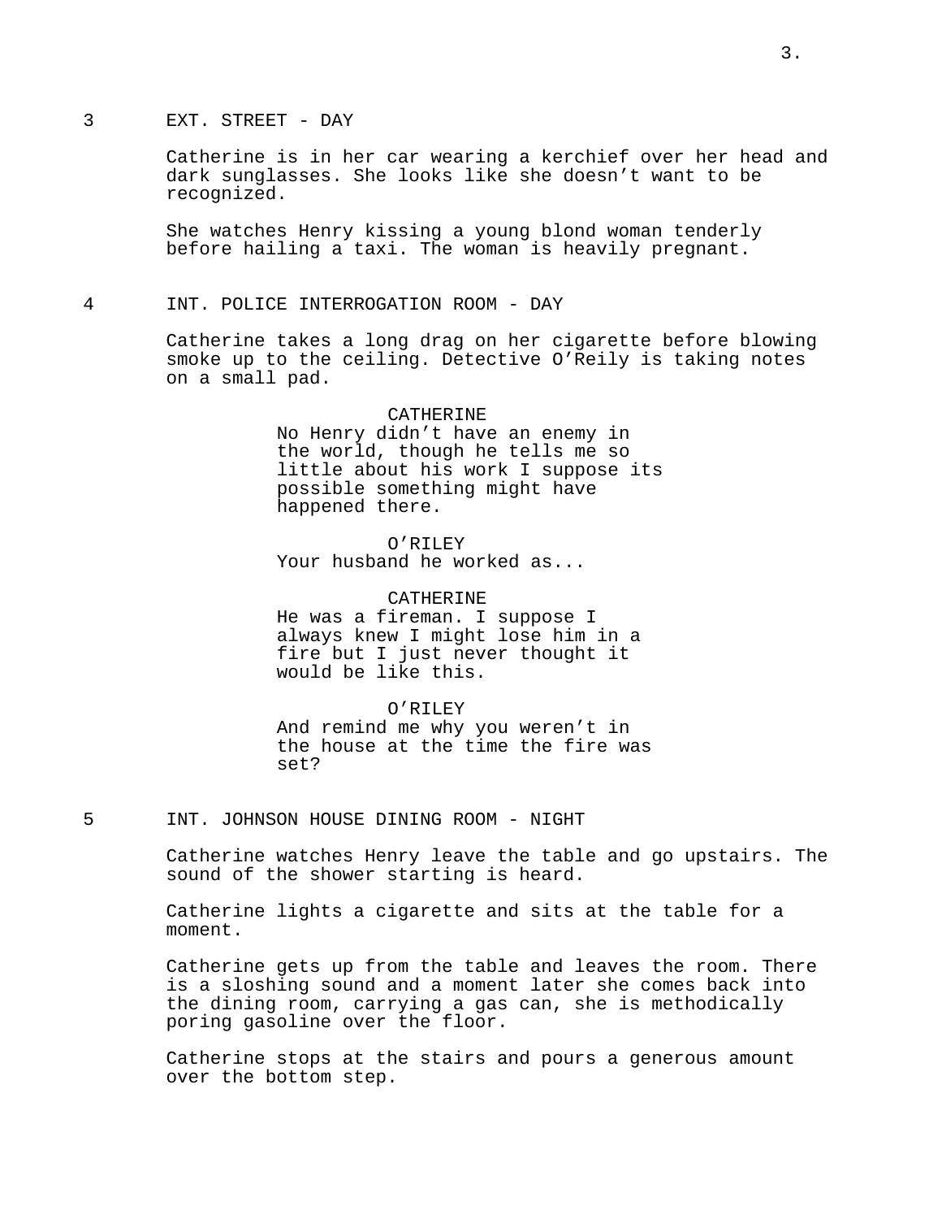3 EXT. STREET - DAY

Catherine is in her car wearing a kerchief over her head and dark sunglasses. She looks like she doesn’t want to be recognized.

She watches Henry kissing a young blond woman tenderly before hailing a taxi. The woman is heavily pregnant.

4 INT. POLICE INTERROGATION ROOM - DAY

Catherine takes a long drag on her cigarette before blowing smoke up to the ceiling. Detective O’Reily is taking notes on a small pad.

CATHERINE
No Henry didn’t have an enemy in the world, though he tells me so little about his work I suppose its possible something might have happened there.

O’RILEY
Your husband he worked as...

CATHERINE
He was a fireman. I suppose I always knew I might lose him in a fire but I just never thought it would be like this.

O’RILEY
And remind me why you weren’t in the house at the time the fire was set?

5 INT. JOHNSON HOUSE DINING ROOM - NIGHT

Catherine watches Henry leave the table and go upstairs. The sound of the shower starting is heard.

Catherine lights a cigarette and sits at the table for a moment.

Catherine gets up from the table and leaves the room. There is a sloshing sound and a moment later she comes back into the dining room, carrying a gas can, she is methodically poring gasoline over the floor.

Catherine stops at the stairs and pours a generous amount over the bottom step.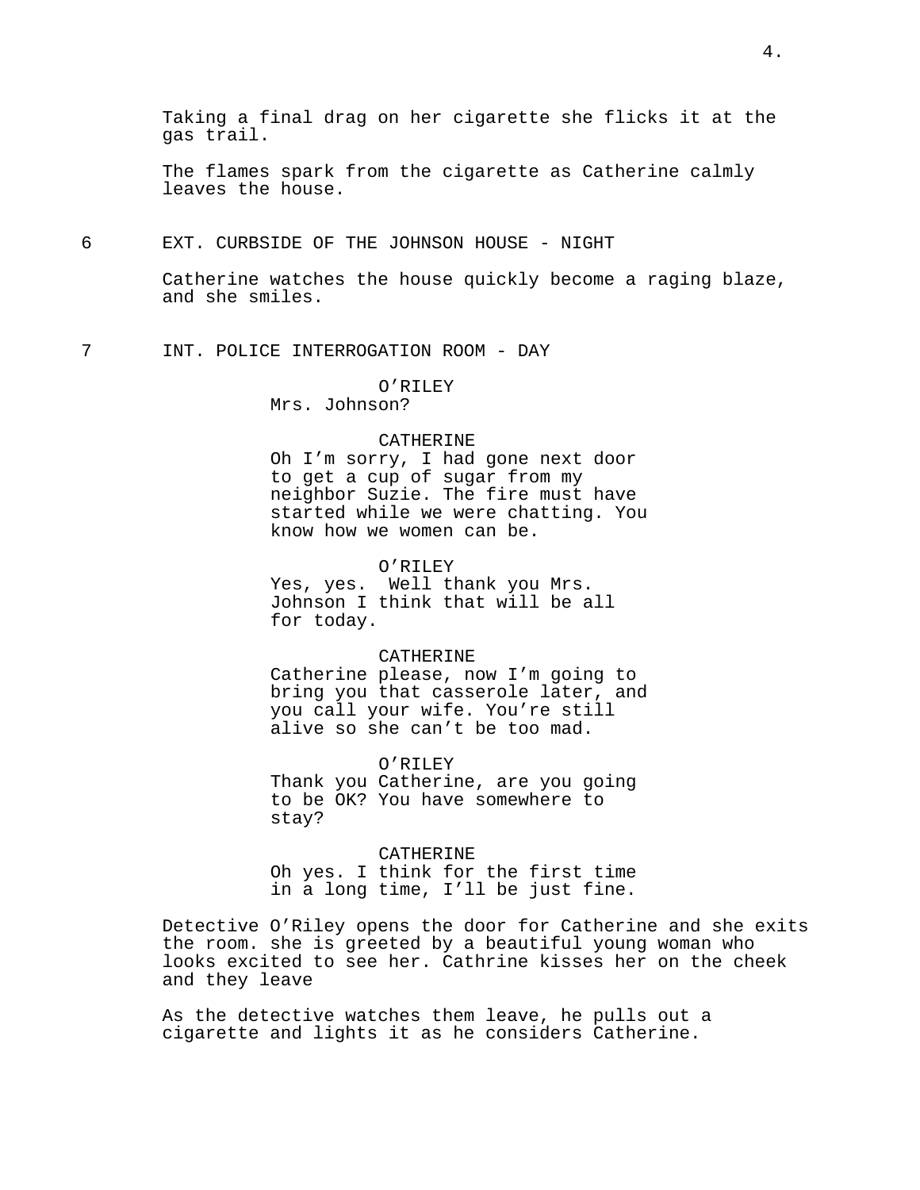Taking a final drag on her cigarette she flicks it at the gas trail.

The flames spark from the cigarette as Catherine calmly leaves the house.

6 EXT. CURBSIDE OF THE JOHNSON HOUSE - NIGHT

Catherine watches the house quickly become a raging blaze, and she smiles.

7 INT. POLICE INTERROGATION ROOM - DAY

O'RILEY
Mrs. Johnson?

CATHERINE
Oh I'm sorry, I had gone next door to get a cup of sugar from my neighbor Suzie. The fire must have started while we were chatting. You know how we women can be.

O'RILEY
Yes, yes. Well thank you Mrs. Johnson I think that will be all for today.

CATHERINE
Catherine please, now I'm going to bring you that casserole later, and you call your wife. You're still alive so she can't be too mad.

O'RILEY
Thank you Catherine, are you going to be OK? You have somewhere to stay?

CATHERINE
Oh yes. I think for the first time in a long time, I'll be just fine.

Detective O'Riley opens the door for Catherine and she exits the room. she is greeted by a beautiful young woman who looks excited to see her. Cathrine kisses her on the cheek and they leave

As the detective watches them leave, he pulls out a cigarette and lights it as he considers Catherine.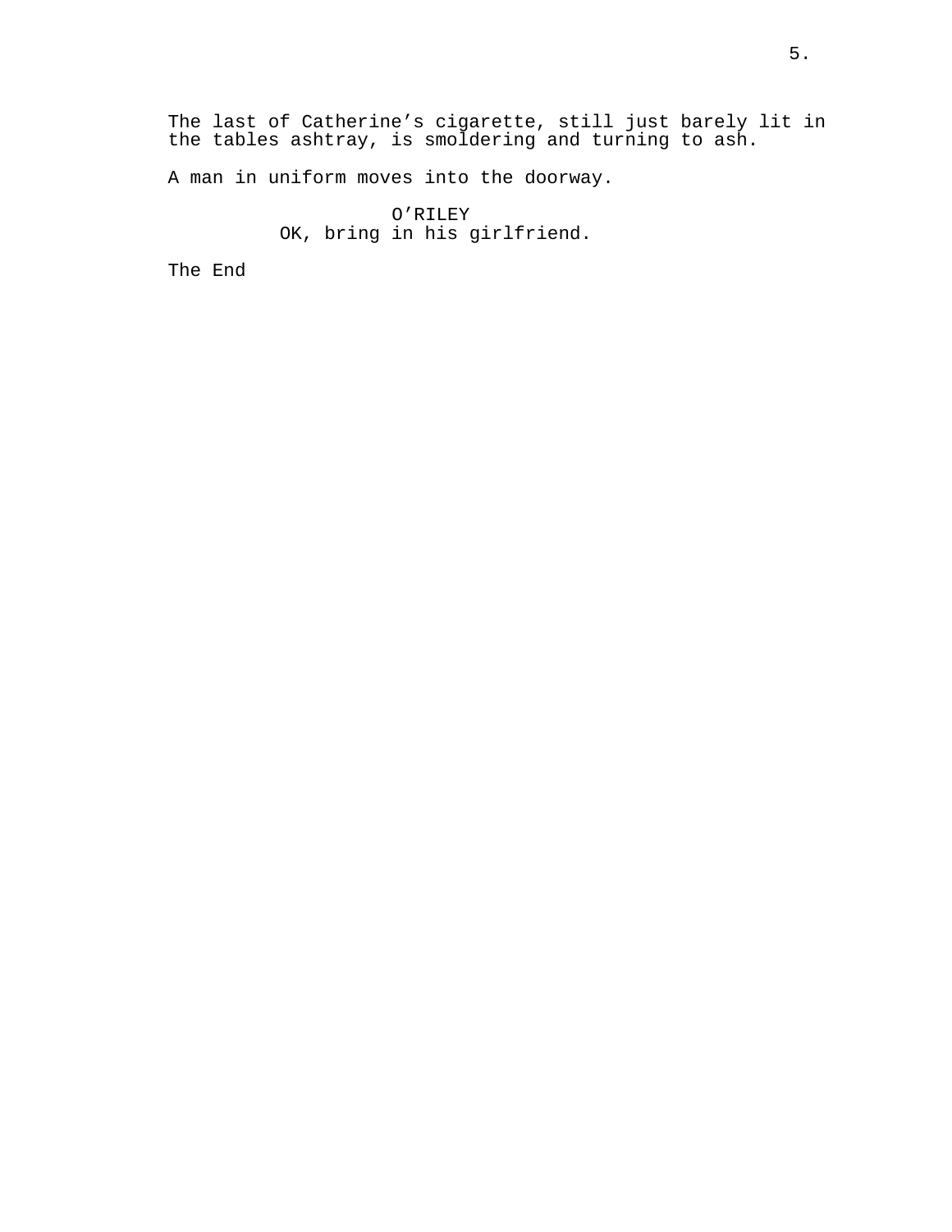The last of Catherine’s cigarette, still just barely lit in the tables ashtray, is smoldering and turning to ash.

A man in uniform moves into the doorway.

O’RILEY
OK, bring in his girlfriend.

The End